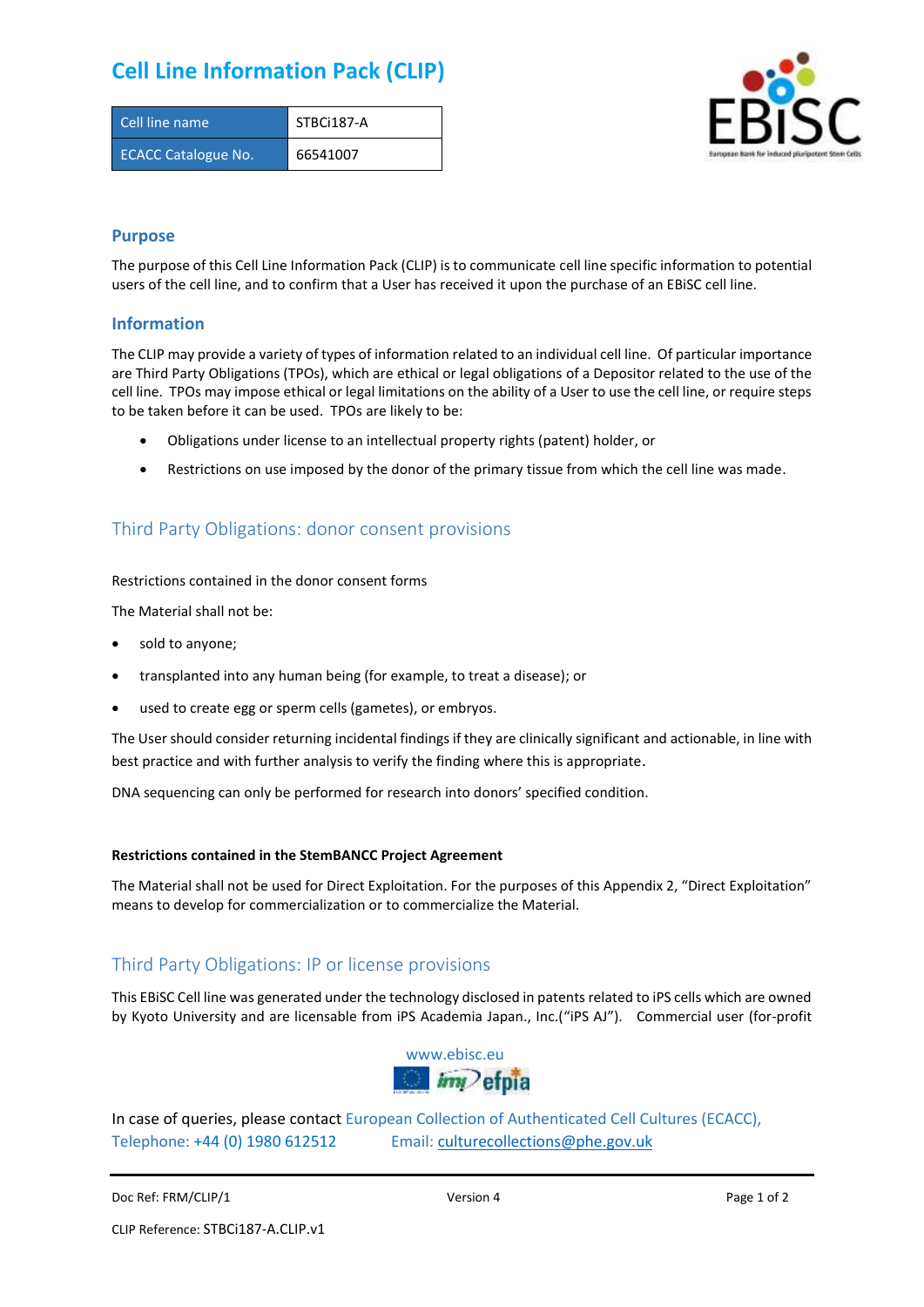# Cell Line Information Pack (CLIP)

| Cell line name | STBCi187-A |
|---|---|
| ECACC Catalogue No. | 66541007 |

## Purpose

The purpose of this Cell Line Information Pack (CLIP) is to communicate cell line specific information to potential users of the cell line, and to confirm that a User has received it upon the purchase of an EBiSC cell line.

## Information

The CLIP may provide a variety of types of information related to an individual cell line. Of particular importance are Third Party Obligations (TPOs), which are ethical or legal obligations of a Depositor related to the use of the cell line. TPOs may impose ethical or legal limitations on the ability of a User to use the cell line, or require steps to be taken before it can be used. TPOs are likely to be:

- Obligations under license to an intellectual property rights (patent) holder, or
- Restrictions on use imposed by the donor of the primary tissue from which the cell line was made.

## Third Party Obligations: donor consent provisions

Restrictions contained in the donor consent forms

The Material shall not be:

- sold to anyone;
- transplanted into any human being (for example, to treat a disease); or
- used to create egg or sperm cells (gametes), or embryos.

The User should consider returning incidental findings if they are clinically significant and actionable, in line with best practice and with further analysis to verify the finding where this is appropriate.

DNA sequencing can only be performed for research into donors' specified condition.

**Restrictions contained in the StemBANCC Project Agreement**

The Material shall not be used for Direct Exploitation. For the purposes of this Appendix 2, "Direct Exploitation" means to develop for commercialization or to commercialize the Material.

## Third Party Obligations: IP or license provisions

This EBiSC Cell line was generated under the technology disclosed in patents related to iPS cells which are owned by Kyoto University and are licensable from iPS Academia Japan., Inc.("iPS AJ"). Commercial user (for-profit

www.ebisc.eu

In case of queries, please contact European Collection of Authenticated Cell Cultures (ECACC), Telephone: +44 (0) 1980 612512 Email: culturecollections@phe.gov.uk

Doc Ref: FRM/CLIP/1 Version 4

CLIP Reference: STBCi187-A.CLIP.v1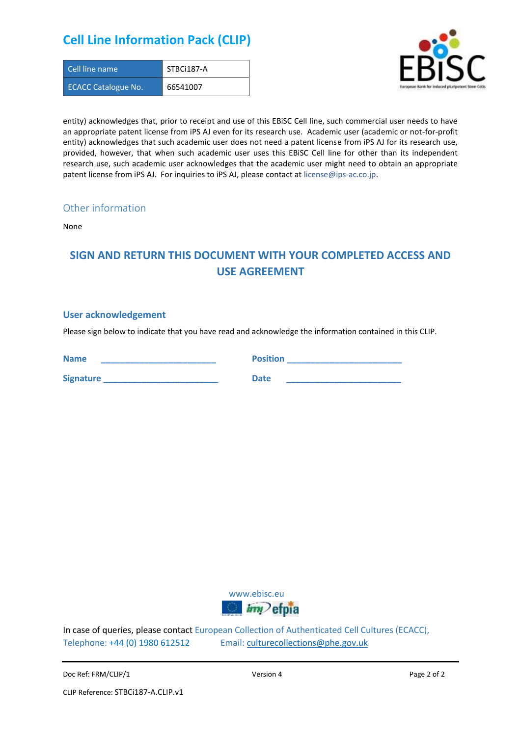# Cell Line Information Pack (CLIP)

| Cell line name | STBCi187-A |
|---|---|
| ECACC Catalogue No. | 66541007 |

entity) acknowledges that, prior to receipt and use of this EBiSC Cell line, such commercial user needs to have an appropriate patent license from iPS AJ even for its research use. Academic user (academic or not-for-profit entity) acknowledges that such academic user does not need a patent license from iPS AJ for its research use, provided, however, that when such academic user uses this EBiSC Cell line for other than its independent research use, such academic user acknowledges that the academic user might need to obtain an appropriate patent license from iPS AJ. For inquiries to iPS AJ, please contact at license@ips-ac.co.jp.

## Other information

None

## SIGN AND RETURN THIS DOCUMENT WITH YOUR COMPLETED ACCESS AND USE AGREEMENT

### User acknowledgement

Please sign below to indicate that you have read and acknowledge the information contained in this CLIP.

**Name** ________________________ **Position** ________________________

**Signature** ________________________ **Date** ________________________

www.ebisc.eu

In case of queries, please contact European Collection of Authenticated Cell Cultures (ECACC), Telephone: +44 (0) 1980 612512 Email: culturecollections@phe.gov.uk

Doc Ref: FRM/CLIP/1 Version 4

CLIP Reference: STBCi187-A.CLIP.v1